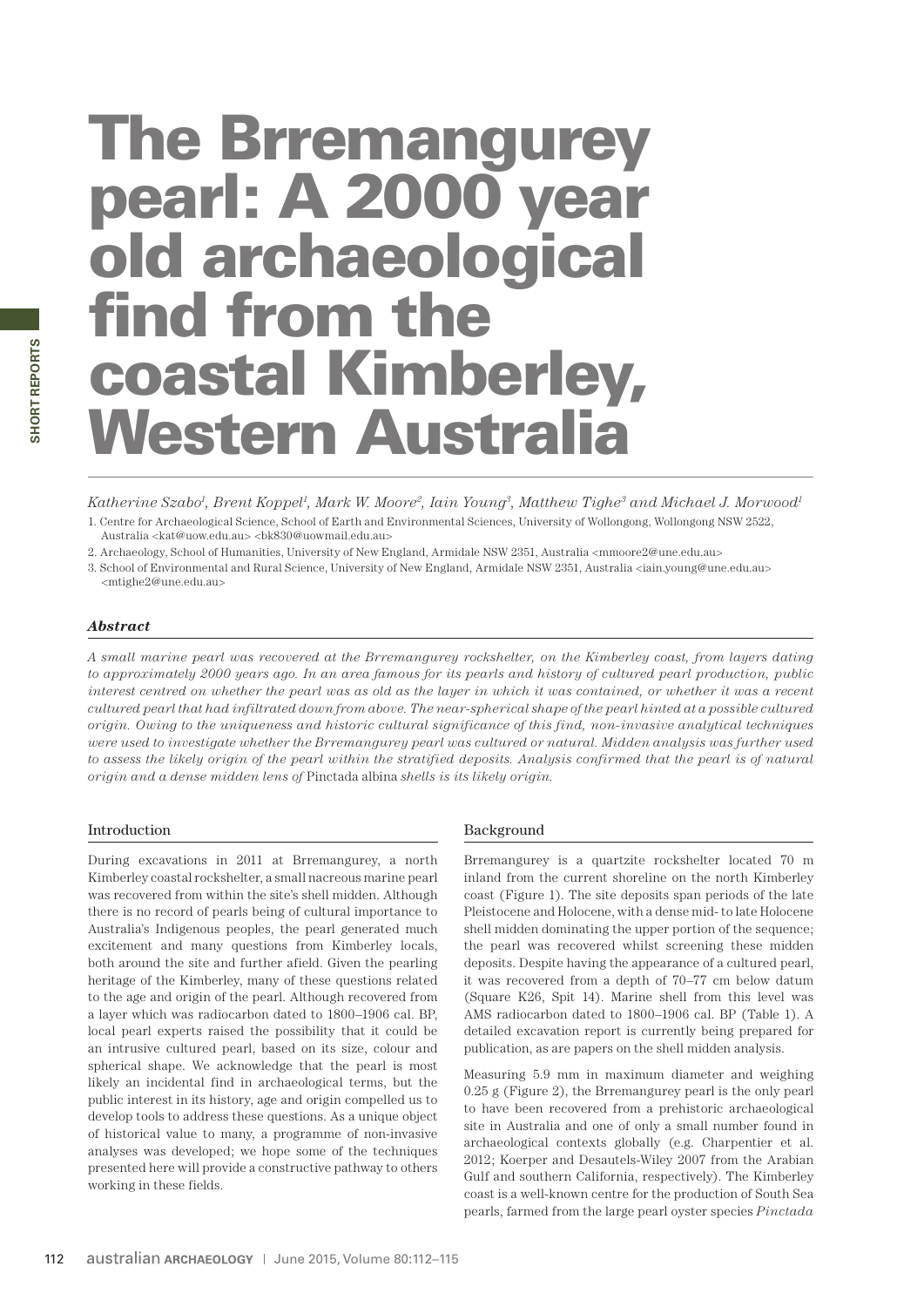# The Brremangurey pearl: A 2000 year old archaeological find from the coastal Kimberley, Western Australia

*Katherine Szabo[1], Brent Koppel[1], Mark W. Moore[2], Iain Young[3], Matthew Tighe[3] and Michael J. Morwood[1]*

1. Centre for Archaeological Science, School of Earth and Environmental Sciences, University of Wollongong, Wollongong NSW 2522, Australia <kat@uow.edu.au> <bk830@uowmail.edu.au>
2. Archaeology, School of Humanities, University of New England, Armidale NSW 2351, Australia <mmoore2@une.edu.au>
3. School of Environmental and Rural Science, University of New England, Armidale NSW 2351, Australia <iain.young@une.edu.au> <mtighe2@une.edu.au>

### *Abstract*

*A small marine pearl was recovered at the Brremangurey rockshelter, on the Kimberley coast, from layers dating to approximately 2000 years ago. In an area famous for its pearls and history of cultured pearl production, public interest centred on whether the pearl was as old as the layer in which it was contained, or whether it was a recent cultured pearl that had infiltrated down from above. The near-spherical shape of the pearl hinted at a possible cultured origin. Owing to the uniqueness and historic cultural significance of this find, non-invasive analytical techniques were used to investigate whether the Brremangurey pearl was cultured or natural. Midden analysis was further used to assess the likely origin of the pearl within the stratified deposits. Analysis confirmed that the pearl is of natural origin and a dense midden lens of* Pinctada albina *shells is its likely origin.*

## Introduction

During excavations in 2011 at Brremangurey, a north Kimberley coastal rockshelter, a small nacreous marine pearl was recovered from within the site's shell midden. Although there is no record of pearls being of cultural importance to Australia's Indigenous peoples, the pearl generated much excitement and many questions from Kimberley locals, both around the site and further afield. Given the pearling heritage of the Kimberley, many of these questions related to the age and origin of the pearl. Although recovered from a layer which was radiocarbon dated to 1800–1906 cal. BP, local pearl experts raised the possibility that it could be an intrusive cultured pearl, based on its size, colour and spherical shape. We acknowledge that the pearl is most likely an incidental find in archaeological terms, but the public interest in its history, age and origin compelled us to develop tools to address these questions. As a unique object of historical value to many, a programme of non-invasive analyses was developed; we hope some of the techniques presented here will provide a constructive pathway to others working in these fields.

## Background

Brremangurey is a quartzite rockshelter located 70 m inland from the current shoreline on the north Kimberley coast (Figure 1). The site deposits span periods of the late Pleistocene and Holocene, with a dense mid- to late Holocene shell midden dominating the upper portion of the sequence; the pearl was recovered whilst screening these midden deposits. Despite having the appearance of a cultured pearl, it was recovered from a depth of 70–77 cm below datum (Square K26, Spit 14). Marine shell from this level was AMS radiocarbon dated to 1800–1906 cal. BP (Table 1). A detailed excavation report is currently being prepared for publication, as are papers on the shell midden analysis.

Measuring 5.9 mm in maximum diameter and weighing 0.25 g (Figure 2), the Brremangurey pearl is the only pearl to have been recovered from a prehistoric archaeological site in Australia and one of only a small number found in archaeological contexts globally (e.g. Charpentier et al. 2012; Koerper and Desautels-Wiley 2007 from the Arabian Gulf and southern California, respectively). The Kimberley coast is a well-known centre for the production of South Sea pearls, farmed from the large pearl oyster species *Pinctada*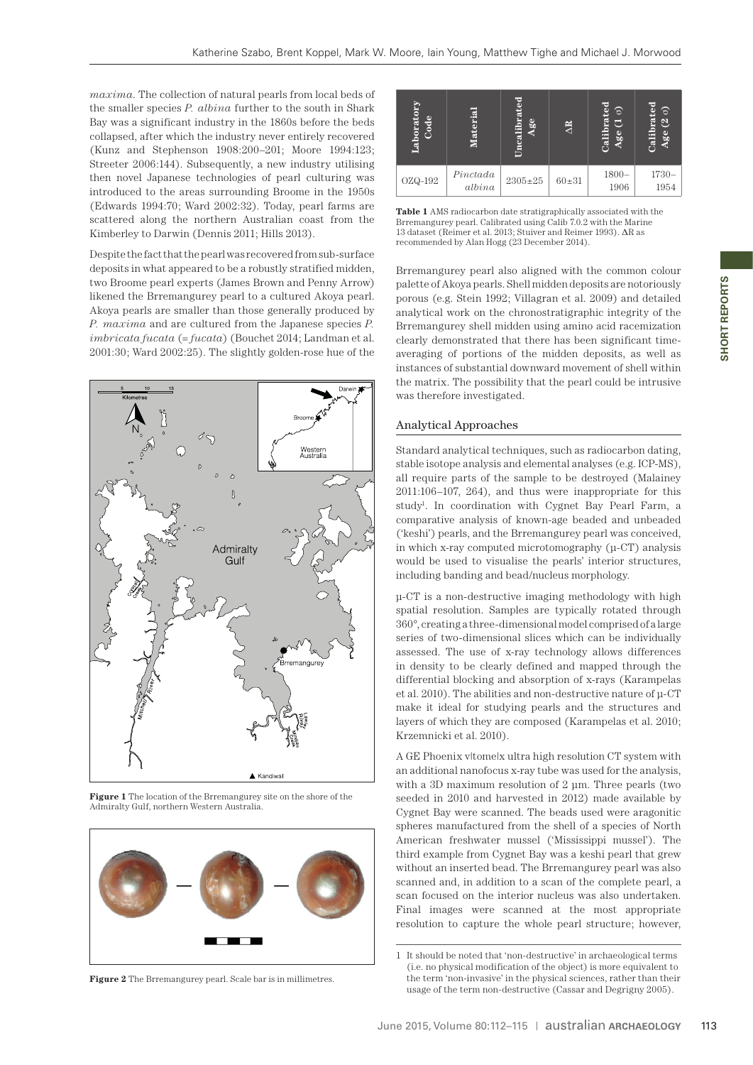*maxima*. The collection of natural pearls from local beds of the smaller species *P. albina* further to the south in Shark Bay was a significant industry in the 1860s before the beds collapsed, after which the industry never entirely recovered (Kunz and Stephenson 1908:200–201; Moore 1994:123; Streeter 2006:144). Subsequently, a new industry utilising then novel Japanese technologies of pearl culturing was introduced to the areas surrounding Broome in the 1950s (Edwards 1994:70; Ward 2002:32). Today, pearl farms are scattered along the northern Australian coast from the Kimberley to Darwin (Dennis 2011; Hills 2013).

Despite the fact that the pearl was recovered from sub-surface deposits in what appeared to be a robustly stratified midden, two Broome pearl experts (James Brown and Penny Arrow) likened the Brremangurey pearl to a cultured Akoya pearl. Akoya pearls are smaller than those generally produced by *P. maxima* and are cultured from the Japanese species *P. imbricata fucata* (=*fucata*) (Bouchet 2014; Landman et al. 2001:30; Ward 2002:25). The slightly golden-rose hue of the Brremangurey pearl also aligned with the common colour palette of Akoya pearls. Shell midden deposits are notoriously porous (e.g. Stein 1992; Villagran et al. 2009) and detailed analytical work on the chronostratigraphic integrity of the Brremangurey shell midden using amino acid racemization clearly demonstrated that there has been significant time-averaging of portions of the midden deposits, as well as instances of substantial downward movement of shell within the matrix. The possibility that the pearl could be intrusive was therefore investigated.

**Figure 1** The location of the Brremangurey site on the shore of the Admiralty Gulf, northern Western Australia.

**Figure 2** The Brremangurey pearl. Scale bar is in millimetres.

| Laboratory Code | Material | Uncalibrated Age | ΔR | Calibrated Age (1 σ) | Calibrated Age (2 σ) |
|---|---|---|---|---|---|
| OZQ-192 | *Pinctada albina* | 2305±25 | 60±31 | 1800–1906 | 1730–1954 |

**Table 1** AMS radiocarbon date stratigraphically associated with the Brremangurey pearl. Calibrated using Calib 7.0.2 with the Marine 13 dataset (Reimer et al. 2013; Stuiver and Reimer 1993). ΔR as recommended by Alan Hogg (23 December 2014).

## Analytical Approaches

Standard analytical techniques, such as radiocarbon dating, stable isotope analysis and elemental analyses (e.g. ICP-MS), all require parts of the sample to be destroyed (Malainey 2011:106–107, 264), and thus were inappropriate for this study[1]. In coordination with Cygnet Bay Pearl Farm, a comparative analysis of known-age beaded and unbeaded ('keshi') pearls, and the Brremangurey pearl was conceived, in which x-ray computed microtomography (μ-CT) analysis would be used to visualise the pearls' interior structures, including banding and bead/nucleus morphology.

μ-CT is a non-destructive imaging methodology with high spatial resolution. Samples are typically rotated through 360°, creating a three-dimensional model comprised of a large series of two-dimensional slices which can be individually assessed. The use of x-ray technology allows differences in density to be clearly defined and mapped through the differential blocking and absorption of x-rays (Karampelas et al. 2010). The abilities and non-destructive nature of μ-CT make it ideal for studying pearls and the structures and layers of which they are composed (Karampelas et al. 2010; Krzemnicki et al. 2010).

A GE Phoenix v|tome|x ultra high resolution CT system with an additional nanofocus x-ray tube was used for the analysis, with a 3D maximum resolution of 2 μm. Three pearls (two seeded in 2010 and harvested in 2012) made available by Cygnet Bay were scanned. The beads used were aragonitic spheres manufactured from the shell of a species of North American freshwater mussel ('Mississippi mussel'). The third example from Cygnet Bay was a keshi pearl that grew without an inserted bead. The Brremangurey pearl was also scanned and, in addition to a scan of the complete pearl, a scan focused on the interior nucleus was also undertaken. Final images were scanned at the most appropriate resolution to capture the whole pearl structure; however,

1 It should be noted that 'non-destructive' in archaeological terms (i.e. no physical modification of the object) is more equivalent to the term 'non-invasive' in the physical sciences, rather than their usage of the term non-destructive (Cassar and Degrigny 2005).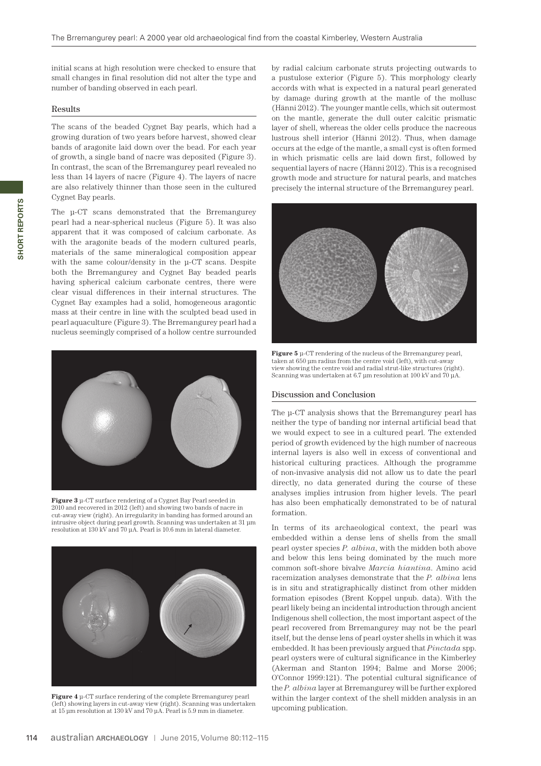initial scans at high resolution were checked to ensure that small changes in final resolution did not alter the type and number of banding observed in each pearl.

## Results

The scans of the beaded Cygnet Bay pearls, which had a growing duration of two years before harvest, showed clear bands of aragonite laid down over the bead. For each year of growth, a single band of nacre was deposited (Figure 3). In contrast, the scan of the Brremangurey pearl revealed no less than 14 layers of nacre (Figure 4). The layers of nacre are also relatively thinner than those seen in the cultured Cygnet Bay pearls.

The µ-CT scans demonstrated that the Brremangurey pearl had a near-spherical nucleus (Figure 5). It was also apparent that it was composed of calcium carbonate. As with the aragonite beads of the modern cultured pearls, materials of the same mineralogical composition appear with the same colour/density in the µ-CT scans. Despite both the Brremangurey and Cygnet Bay beaded pearls having spherical calcium carbonate centres, there were clear visual differences in their internal structures. The Cygnet Bay examples had a solid, homogeneous aragontic mass at their centre in line with the sculpted bead used in pearl aquaculture (Figure 3). The Brremangurey pearl had a nucleus seemingly comprised of a hollow centre surrounded by radial calcium carbonate struts projecting outwards to a pustulose exterior (Figure 5). This morphology clearly accords with what is expected in a natural pearl generated by damage during growth at the mantle of the mollusc (Hänni 2012). The younger mantle cells, which sit outermost on the mantle, generate the dull outer calcitic prismatic layer of shell, whereas the older cells produce the nacreous lustrous shell interior (Hänni 2012). Thus, when damage occurs at the edge of the mantle, a small cyst is often formed in which prismatic cells are laid down first, followed by sequential layers of nacre (Hänni 2012). This is a recognised growth mode and structure for natural pearls, and matches precisely the internal structure of the Brremangurey pearl.

**Figure 3** µ-CT surface rendering of a Cygnet Bay Pearl seeded in 2010 and recovered in 2012 (left) and showing two bands of nacre in cut-away view (right). An irregularity in banding has formed around an intrusive object during pearl growth. Scanning was undertaken at 31 µm resolution at 130 kV and 70 µA. Pearl is 10.6 mm in lateral diameter.

**Figure 4** µ-CT surface rendering of the complete Brremangurey pearl (left) showing layers in cut-away view (right). Scanning was undertaken at 15 µm resolution at 130 kV and 70 µA. Pearl is 5.9 mm in diameter.

**Figure 5** µ-CT rendering of the nucleus of the Brremangurey pearl, taken at 650 µm radius from the centre void (left), with cut-away view showing the centre void and radial strut-like structures (right). Scanning was undertaken at 6.7 µm resolution at 100 kV and 70 µA.

## Discussion and Conclusion

The µ-CT analysis shows that the Brremangurey pearl has neither the type of banding nor internal artificial bead that we would expect to see in a cultured pearl. The extended period of growth evidenced by the high number of nacreous internal layers is also well in excess of conventional and historical culturing practices. Although the programme of non-invasive analysis did not allow us to date the pearl directly, no data generated during the course of these analyses implies intrusion from higher levels. The pearl has also been emphatically demonstrated to be of natural formation.

In terms of its archaeological context, the pearl was embedded within a dense lens of shells from the small pearl oyster species *P. albina*, with the midden both above and below this lens being dominated by the much more common soft-shore bivalve *Marcia hiantina*. Amino acid racemization analyses demonstrate that the *P. albina* lens is in situ and stratigraphically distinct from other midden formation episodes (Brent Koppel unpub. data). With the pearl likely being an incidental introduction through ancient Indigenous shell collection, the most important aspect of the pearl recovered from Brremangurey may not be the pearl itself, but the dense lens of pearl oyster shells in which it was embedded. It has been previously argued that *Pinctada* spp. pearl oysters were of cultural significance in the Kimberley (Akerman and Stanton 1994; Balme and Morse 2006; O'Connor 1999:121). The potential cultural significance of the *P. albina* layer at Brremangurey will be further explored within the larger context of the shell midden analysis in an upcoming publication.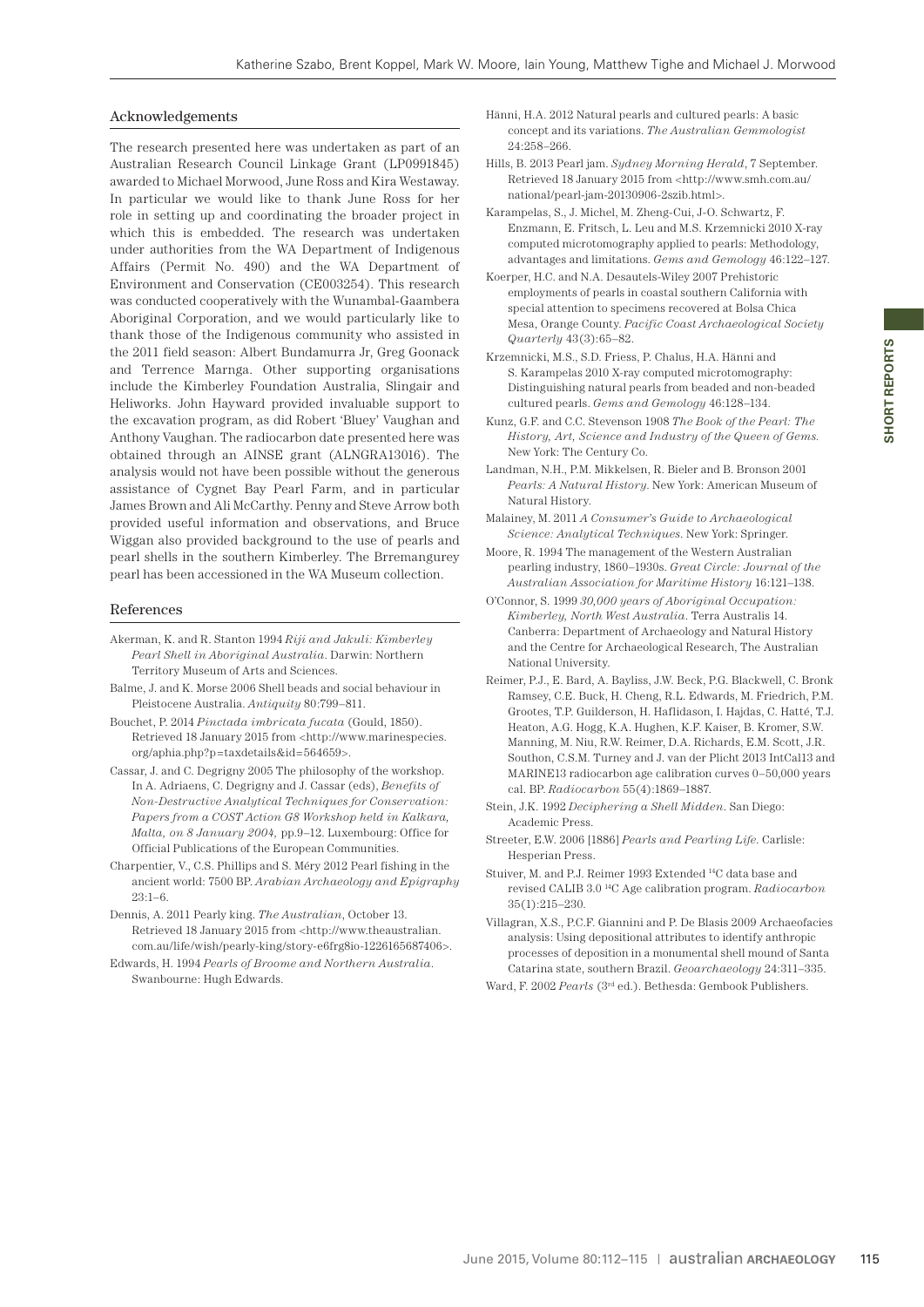## Acknowledgements

The research presented here was undertaken as part of an Australian Research Council Linkage Grant (LP0991845) awarded to Michael Morwood, June Ross and Kira Westaway. In particular we would like to thank June Ross for her role in setting up and coordinating the broader project in which this is embedded. The research was undertaken under authorities from the WA Department of Indigenous Affairs (Permit No. 490) and the WA Department of Environment and Conservation (CE003254). This research was conducted cooperatively with the Wunambal-Gaambera Aboriginal Corporation, and we would particularly like to thank those of the Indigenous community who assisted in the 2011 field season: Albert Bundamurra Jr, Greg Goonack and Terrence Marnga. Other supporting organisations include the Kimberley Foundation Australia, Slingair and Heliworks. John Hayward provided invaluable support to the excavation program, as did Robert 'Bluey' Vaughan and Anthony Vaughan. The radiocarbon date presented here was obtained through an AINSE grant (ALNGRA13016). The analysis would not have been possible without the generous assistance of Cygnet Bay Pearl Farm, and in particular James Brown and Ali McCarthy. Penny and Steve Arrow both provided useful information and observations, and Bruce Wiggan also provided background to the use of pearls and pearl shells in the southern Kimberley. The Brremangurey pearl has been accessioned in the WA Museum collection.

## References

Akerman, K. and R. Stanton 1994 *Riji and Jakuli: Kimberley Pearl Shell in Aboriginal Australia*. Darwin: Northern Territory Museum of Arts and Sciences.

Balme, J. and K. Morse 2006 Shell beads and social behaviour in Pleistocene Australia. *Antiquity* 80:799–811.

Bouchet, P. 2014 *Pinctada imbricata fucata* (Gould, 1850). Retrieved 18 January 2015 from <http://www.marinespecies.org/aphia.php?p=taxdetails&id=564659>.

Cassar, J. and C. Degrigny 2005 The philosophy of the workshop. In A. Adriaens, C. Degrigny and J. Cassar (eds), *Benefits of Non-Destructive Analytical Techniques for Conservation: Papers from a COST Action G8 Workshop held in Kalkara, Malta, on 8 January 2004*, pp.9–12. Luxembourg: Office for Official Publications of the European Communities.

Charpentier, V., C.S. Phillips and S. Méry 2012 Pearl fishing in the ancient world: 7500 BP. *Arabian Archaeology and Epigraphy* 23:1–6.

Dennis, A. 2011 Pearly king. *The Australian*, October 13. Retrieved 18 January 2015 from <http://www.theaustralian.com.au/life/wish/pearly-king/story-e6frg8io-1226165687406>.

Edwards, H. 1994 *Pearls of Broome and Northern Australia*. Swanbourne: Hugh Edwards.

Hänni, H.A. 2012 Natural pearls and cultured pearls: A basic concept and its variations. *The Australian Gemmologist* 24:258–266.

Hills, B. 2013 Pearl jam. *Sydney Morning Herald*, 7 September. Retrieved 18 January 2015 from <http://www.smh.com.au/national/pearl-jam-20130906-2szib.html>.

Karampelas, S., J. Michel, M. Zheng-Cui, J-O. Schwartz, F. Enzmann, E. Fritsch, L. Leu and M.S. Krzemnicki 2010 X-ray computed microtomography applied to pearls: Methodology, advantages and limitations. *Gems and Gemology* 46:122–127.

Koerper, H.C. and N.A. Desautels-Wiley 2007 Prehistoric employments of pearls in coastal southern California with special attention to specimens recovered at Bolsa Chica Mesa, Orange County. *Pacific Coast Archaeological Society Quarterly* 43(3):65–82.

Krzemnicki, M.S., S.D. Friess, P. Chalus, H.A. Hänni and S. Karampelas 2010 X-ray computed microtomography: Distinguishing natural pearls from beaded and non-beaded cultured pearls. *Gems and Gemology* 46:128–134.

Kunz, G.F. and C.C. Stevenson 1908 *The Book of the Pearl: The History, Art, Science and Industry of the Queen of Gems*. New York: The Century Co.

Landman, N.H., P.M. Mikkelsen, R. Bieler and B. Bronson 2001 *Pearls: A Natural History*. New York: American Museum of Natural History.

Malainey, M. 2011 *A Consumer's Guide to Archaeological Science: Analytical Techniques*. New York: Springer.

Moore, R. 1994 The management of the Western Australian pearling industry, 1860–1930s. *Great Circle: Journal of the Australian Association for Maritime History* 16:121–138.

O'Connor, S. 1999 *30,000 years of Aboriginal Occupation: Kimberley, North West Australia*. Terra Australis 14. Canberra: Department of Archaeology and Natural History and the Centre for Archaeological Research, The Australian National University.

Reimer, P.J., E. Bard, A. Bayliss, J.W. Beck, P.G. Blackwell, C. Bronk Ramsey, C.E. Buck, H. Cheng, R.L. Edwards, M. Friedrich, P.M. Grootes, T.P. Guilderson, H. Haflidason, I. Hajdas, C. Hatté, T.J. Heaton, A.G. Hogg, K.A. Hughen, K.F. Kaiser, B. Kromer, S.W. Manning, M. Niu, R.W. Reimer, D.A. Richards, E.M. Scott, J.R. Southon, C.S.M. Turney and J. van der Plicht 2013 IntCal13 and MARINE13 radiocarbon age calibration curves 0–50,000 years cal. BP. *Radiocarbon* 55(4):1869–1887.

Stein, J.K. 1992 *Deciphering a Shell Midden*. San Diego: Academic Press.

Streeter, E.W. 2006 [1886] *Pearls and Pearling Life*. Carlisle: Hesperian Press.

Stuiver, M. and P.J. Reimer 1993 Extended $^{14}$C data base and revised CALIB 3.0 $^{14}$C Age calibration program. *Radiocarbon* 35(1):215–230.

Villagran, X.S., P.C.F. Giannini and P. De Blasis 2009 Archaeofacies analysis: Using depositional attributes to identify anthropic processes of deposition in a monumental shell mound of Santa Catarina state, southern Brazil. *Geoarchaeology* 24:311–335.

Ward, F. 2002 *Pearls* (3rd ed.). Bethesda: Gembook Publishers.